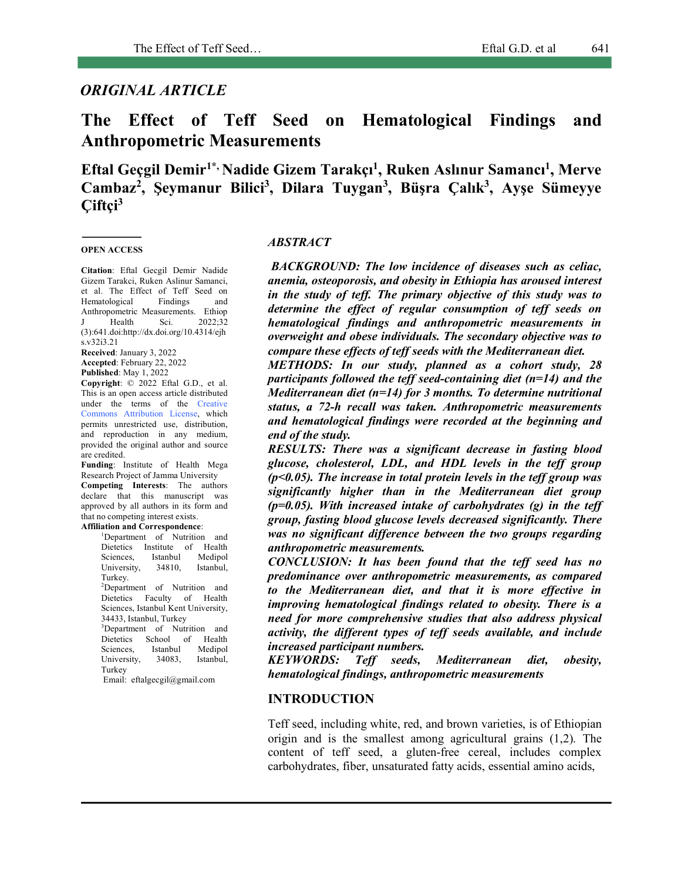*ORIGINAL ARTICLE*

# The Effect of Teff Seed on Hematological Findings and Anthropometric Measurements

**Eftal Geçgil Demir[1*], Nadide Gizem Tarakçı[1], Ruken Aslınur Samancı[1], Merve Cambaz[2], Şeymanur Bilici[3], Dilara Tuygan[3], Büşra Çalık[3], Ayşe Sümeyye Çiftçi[3]**

**OPEN ACCESS**

**Citation**: Eftal Gecgil Demir Nadide Gizem Tarakci, Ruken Aslinur Samanci, et al. The Effect of Teff Seed on Hematological Findings and Anthropometric Measurements. Ethiop J Health Sci. 2022;32 (3):641.doi:http://dx.doi.org/10.4314/ejhs.v32i3.21

**Received**: January 3, 2022

**Accepted**: February 22, 2022

**Published**: May 1, 2022

**Copyright**: © 2022 Eftal G.D., et al. This is an open access article distributed under the terms of the Creative Commons Attribution License, which permits unrestricted use, distribution, and reproduction in any medium, provided the original author and source are credited.

**Funding**: Institute of Health Mega Research Project of Jamma University

**Competing Interests**: The authors declare that this manuscript was approved by all authors in its form and that no competing interest exists.

**Affiliation and Correspondence**:

[1]Department of Nutrition and Dietetics Institute of Health Sciences, Istanbul Medipol University, 34810, Istanbul, Turkey.

[2]Department of Nutrition and Dietetics Faculty of Health Sciences, Istanbul Kent University, 34433, Istanbul, Turkey

[3]Department of Nutrition and Dietetics School of Health Sciences, Istanbul Medipol University, 34083, Istanbul, Turkey

Email: eftalgecgil@gmail.com

## *ABSTRACT*

***BACKGROUND: The low incidence of diseases such as celiac, anemia, osteoporosis, and obesity in Ethiopia has aroused interest in the study of teff. The primary objective of this study was to determine the effect of regular consumption of teff seeds on hematological findings and anthropometric measurements in overweight and obese individuals. The secondary objective was to compare these effects of teff seeds with the Mediterranean diet.***

***METHODS: In our study, planned as a cohort study, 28 participants followed the teff seed-containing diet (n=14) and the Mediterranean diet (n=14) for 3 months. To determine nutritional status, a 72-h recall was taken. Anthropometric measurements and hematological findings were recorded at the beginning and end of the study.***

***RESULTS: There was a significant decrease in fasting blood glucose, cholesterol, LDL, and HDL levels in the teff group ($p<0.05$). The increase in total protein levels in the teff group was significantly higher than in the Mediterranean diet group ($p=0.05$). With increased intake of carbohydrates (g) in the teff group, fasting blood glucose levels decreased significantly. There was no significant difference between the two groups regarding anthropometric measurements.***

***CONCLUSION: It has found that the teff seed has no predominance over anthropometric measurements, as compared to the Mediterranean diet, and that it is more effective in improving hematological findings related to obesity. There is a need for more comprehensive studies that also address physical activity, the different types of teff seeds available, and include increased participant numbers.***

***KEYWORDS: Teff seeds, Mediterranean diet, obesity, hematological findings, anthropometric measurements***

## INTRODUCTION

Teff seed, including white, red, and brown varieties, is of Ethiopian origin and is the smallest among agricultural grains (1,2). The content of teff seed, a gluten-free cereal, includes complex carbohydrates, fiber, unsaturated fatty acids, essential amino acids,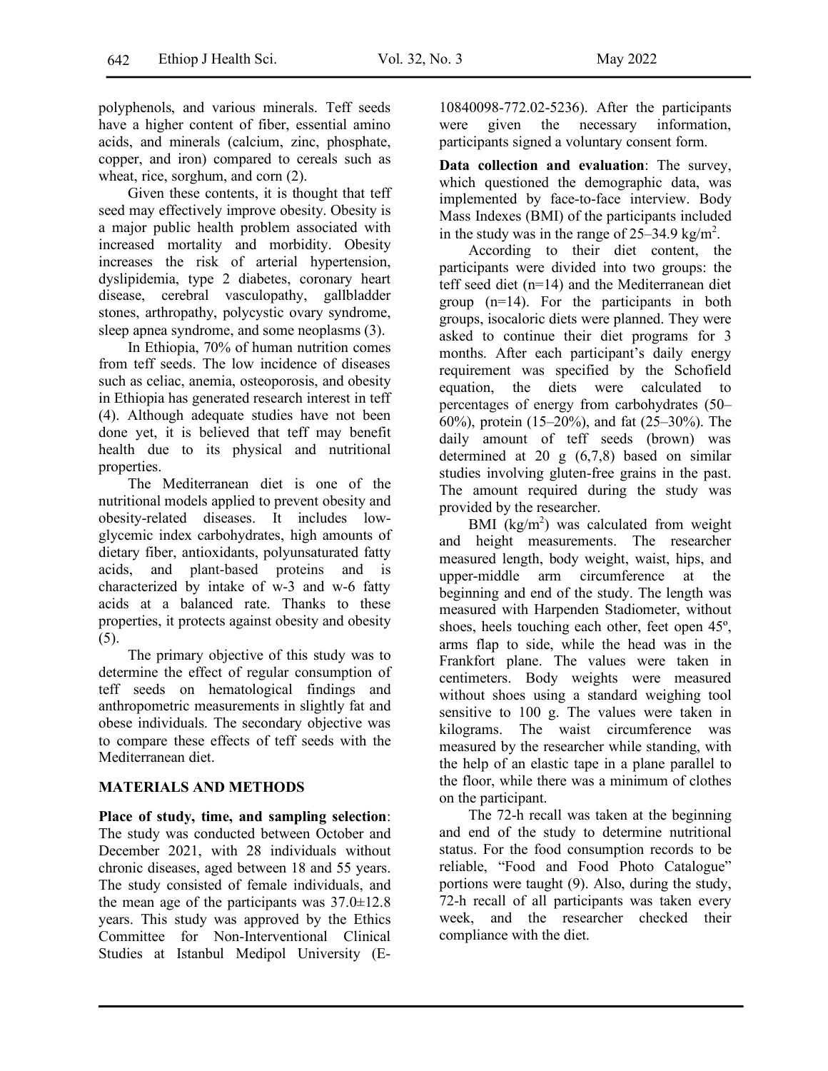polyphenols, and various minerals. Teff seeds have a higher content of fiber, essential amino acids, and minerals (calcium, zinc, phosphate, copper, and iron) compared to cereals such as wheat, rice, sorghum, and corn (2).

Given these contents, it is thought that teff seed may effectively improve obesity. Obesity is a major public health problem associated with increased mortality and morbidity. Obesity increases the risk of arterial hypertension, dyslipidemia, type 2 diabetes, coronary heart disease, cerebral vasculopathy, gallbladder stones, arthropathy, polycystic ovary syndrome, sleep apnea syndrome, and some neoplasms (3).

In Ethiopia, 70% of human nutrition comes from teff seeds. The low incidence of diseases such as celiac, anemia, osteoporosis, and obesity in Ethiopia has generated research interest in teff (4). Although adequate studies have not been done yet, it is believed that teff may benefit health due to its physical and nutritional properties.

The Mediterranean diet is one of the nutritional models applied to prevent obesity and obesity-related diseases. It includes low-glycemic index carbohydrates, high amounts of dietary fiber, antioxidants, polyunsaturated fatty acids, and plant-based proteins and is characterized by intake of w-3 and w-6 fatty acids at a balanced rate. Thanks to these properties, it protects against obesity and obesity (5).

The primary objective of this study was to determine the effect of regular consumption of teff seeds on hematological findings and anthropometric measurements in slightly fat and obese individuals. The secondary objective was to compare these effects of teff seeds with the Mediterranean diet.

## MATERIALS AND METHODS

**Place of study, time, and sampling selection**: The study was conducted between October and December 2021, with 28 individuals without chronic diseases, aged between 18 and 55 years. The study consisted of female individuals, and the mean age of the participants was 37.0±12.8 years. This study was approved by the Ethics Committee for Non-Interventional Clinical Studies at Istanbul Medipol University (E-10840098-772.02-5236). After the participants were given the necessary information, participants signed a voluntary consent form.

**Data collection and evaluation**: The survey, which questioned the demographic data, was implemented by face-to-face interview. Body Mass Indexes (BMI) of the participants included in the study was in the range of 25–34.9 kg/m$^2$.

According to their diet content, the participants were divided into two groups: the teff seed diet (n=14) and the Mediterranean diet group (n=14). For the participants in both groups, isocaloric diets were planned. They were asked to continue their diet programs for 3 months. After each participant's daily energy requirement was specified by the Schofield equation, the diets were calculated to percentages of energy from carbohydrates (50–60%), protein (15–20%), and fat (25–30%). The daily amount of teff seeds (brown) was determined at 20 g (6,7,8) based on similar studies involving gluten-free grains in the past. The amount required during the study was provided by the researcher.

BMI (kg/m$^2$) was calculated from weight and height measurements. The researcher measured length, body weight, waist, hips, and upper-middle arm circumference at the beginning and end of the study. The length was measured with Harpenden Stadiometer, without shoes, heels touching each other, feet open 45º, arms flap to side, while the head was in the Frankfort plane. The values were taken in centimeters. Body weights were measured without shoes using a standard weighing tool sensitive to 100 g. The values were taken in kilograms. The waist circumference was measured by the researcher while standing, with the help of an elastic tape in a plane parallel to the floor, while there was a minimum of clothes on the participant.

The 72-h recall was taken at the beginning and end of the study to determine nutritional status. For the food consumption records to be reliable, "Food and Food Photo Catalogue" portions were taught (9). Also, during the study, 72-h recall of all participants was taken every week, and the researcher checked their compliance with the diet.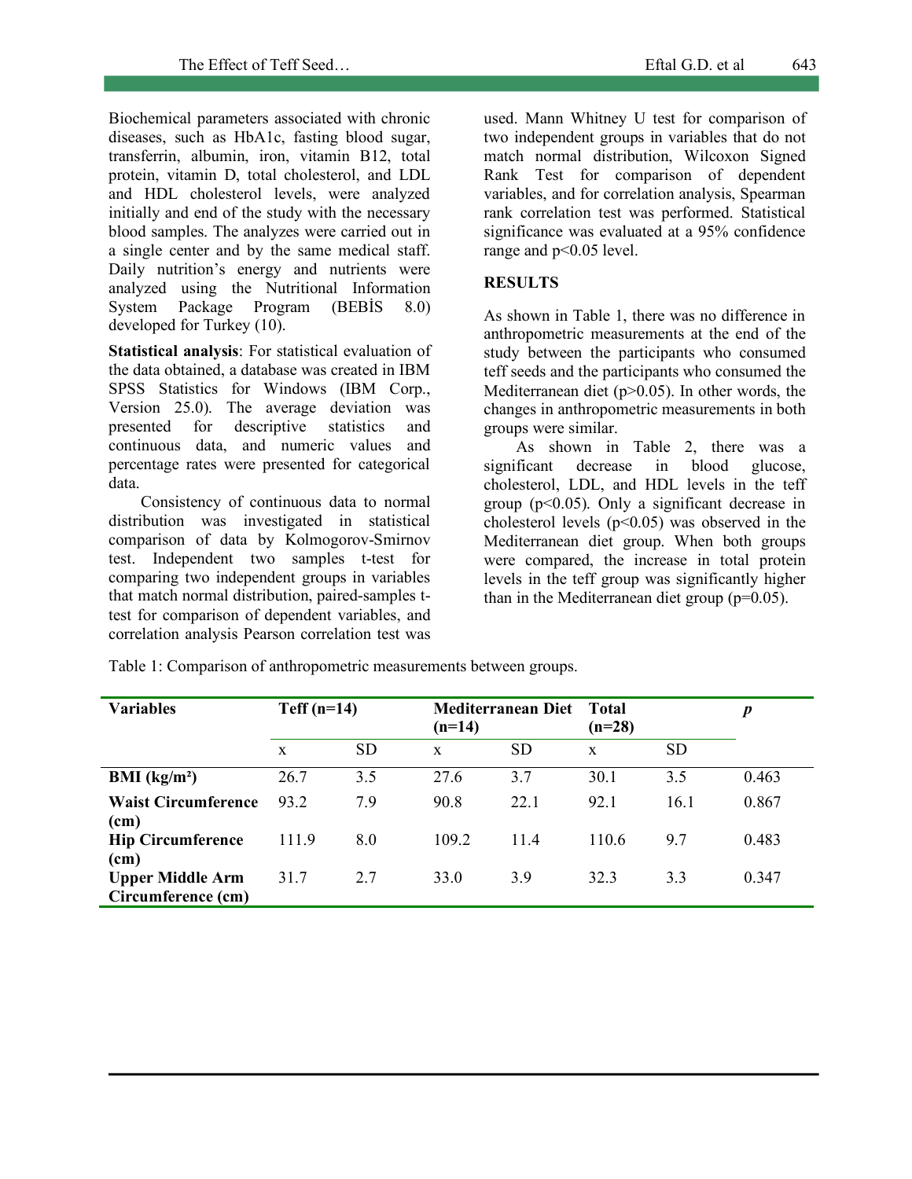Biochemical parameters associated with chronic diseases, such as HbA1c, fasting blood sugar, transferrin, albumin, iron, vitamin B12, total protein, vitamin D, total cholesterol, and LDL and HDL cholesterol levels, were analyzed initially and end of the study with the necessary blood samples. The analyzes were carried out in a single center and by the same medical staff. Daily nutrition's energy and nutrients were analyzed using the Nutritional Information System Package Program (BEBİS 8.0) developed for Turkey (10).

**Statistical analysis**: For statistical evaluation of the data obtained, a database was created in IBM SPSS Statistics for Windows (IBM Corp., Version 25.0). The average deviation was presented for descriptive statistics and continuous data, and numeric values and percentage rates were presented for categorical data.

Consistency of continuous data to normal distribution was investigated in statistical comparison of data by Kolmogorov-Smirnov test. Independent two samples t-test for comparing two independent groups in variables that match normal distribution, paired-samples t-test for comparison of dependent variables, and correlation analysis Pearson correlation test was used. Mann Whitney U test for comparison of two independent groups in variables that do not match normal distribution, Wilcoxon Signed Rank Test for comparison of dependent variables, and for correlation analysis, Spearman rank correlation test was performed. Statistical significance was evaluated at a 95% confidence range and $p<0.05$ level.

## RESULTS

As shown in Table 1, there was no difference in anthropometric measurements at the end of the study between the participants who consumed teff seeds and the participants who consumed the Mediterranean diet ($p>0.05$). In other words, the changes in anthropometric measurements in both groups were similar.

As shown in Table 2, there was a significant decrease in blood glucose, cholesterol, LDL, and HDL levels in the teff group ($p<0.05$). Only a significant decrease in cholesterol levels ($p<0.05$) was observed in the Mediterranean diet group. When both groups were compared, the increase in total protein levels in the teff group was significantly higher than in the Mediterranean diet group ($p=0.05$).

Table 1: Comparison of anthropometric measurements between groups.

| Variables | Teff (n=14) | | Mediterranean Diet (n=14) | | Total (n=28) | | *p* |
|---|---|---|---|---|---|---|---|
| | x | SD | x | SD | x | SD | |
| **BMI (kg/m²)** | 26.7 | 3.5 | 27.6 | 3.7 | 30.1 | 3.5 | 0.463 |
| **Waist Circumference (cm)** | 93.2 | 7.9 | 90.8 | 22.1 | 92.1 | 16.1 | 0.867 |
| **Hip Circumference (cm)** | 111.9 | 8.0 | 109.2 | 11.4 | 110.6 | 9.7 | 0.483 |
| **Upper Middle Arm Circumference (cm)** | 31.7 | 2.7 | 33.0 | 3.9 | 32.3 | 3.3 | 0.347 |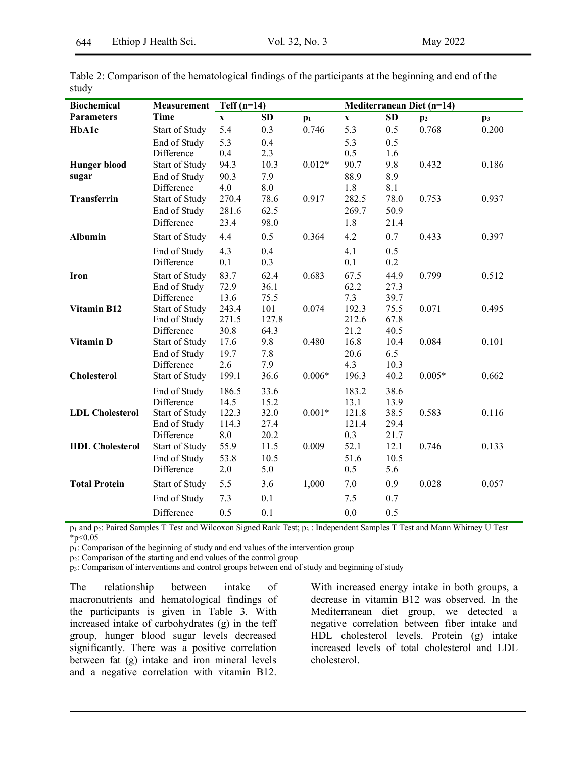Table 2: Comparison of the hematological findings of the participants at the beginning and end of the study

| Biochemical Parameters | Measurement Time | Teff (n=14) | | | Mediterranean Diet (n=14) | | | |
|---|---|---|---|---|---|---|---|---|
| | | x | SD | $p_1$ | x | SD | $p_2$ | $p_3$ |
| **HbA1c** | Start of Study | 5.4 | 0.3 | 0.746 | 5.3 | 0.5 | 0.768 | 0.200 |
| | End of Study | 5.3 | 0.4 | | 5.3 | 0.5 | | |
| | Difference | 0.4 | 2.3 | | 0.5 | 1.6 | | |
| **Hunger blood sugar** | Start of Study | 94.3 | 10.3 | 0.012* | 90.7 | 9.8 | 0.432 | 0.186 |
| | End of Study | 90.3 | 7.9 | | 88.9 | 8.9 | | |
| | Difference | 4.0 | 8.0 | | 1.8 | 8.1 | | |
| **Transferrin** | Start of Study | 270.4 | 78.6 | 0.917 | 282.5 | 78.0 | 0.753 | 0.937 |
| | End of Study | 281.6 | 62.5 | | 269.7 | 50.9 | | |
| | Difference | 23.4 | 98.0 | | 1.8 | 21.4 | | |
| **Albumin** | Start of Study | 4.4 | 0.5 | 0.364 | 4.2 | 0.7 | 0.433 | 0.397 |
| | End of Study | 4.3 | 0.4 | | 4.1 | 0.5 | | |
| | Difference | 0.1 | 0.3 | | 0.1 | 0.2 | | |
| **Iron** | Start of Study | 83.7 | 62.4 | 0.683 | 67.5 | 44.9 | 0.799 | 0.512 |
| | End of Study | 72.9 | 36.1 | | 62.2 | 27.3 | | |
| | Difference | 13.6 | 75.5 | | 7.3 | 39.7 | | |
| **Vitamin B12** | Start of Study | 243.4 | 101 | 0.074 | 192.3 | 75.5 | 0.071 | 0.495 |
| | End of Study | 271.5 | 127.8 | | 212.6 | 67.8 | | |
| | Difference | 30.8 | 64.3 | | 21.2 | 40.5 | | |
| **Vitamin D** | Start of Study | 17.6 | 9.8 | 0.480 | 16.8 | 10.4 | 0.084 | 0.101 |
| | End of Study | 19.7 | 7.8 | | 20.6 | 6.5 | | |
| | Difference | 2.6 | 7.9 | | 4.3 | 10.3 | | |
| **Cholesterol** | Start of Study | 199.1 | 36.6 | 0.006* | 196.3 | 40.2 | 0.005* | 0.662 |
| | End of Study | 186.5 | 33.6 | | 183.2 | 38.6 | | |
| | Difference | 14.5 | 15.2 | | 13.1 | 13.9 | | |
| **LDL Cholesterol** | Start of Study | 122.3 | 32.0 | 0.001* | 121.8 | 38.5 | 0.583 | 0.116 |
| | End of Study | 114.3 | 27.4 | | 121.4 | 29.4 | | |
| | Difference | 8.0 | 20.2 | | 0.3 | 21.7 | | |
| **HDL Cholesterol** | Start of Study | 55.9 | 11.5 | 0.009 | 52.1 | 12.1 | 0.746 | 0.133 |
| | End of Study | 53.8 | 10.5 | | 51.6 | 10.5 | | |
| | Difference | 2.0 | 5.0 | | 0.5 | 5.6 | | |
| **Total Protein** | Start of Study | 5.5 | 3.6 | 1,000 | 7.0 | 0.9 | 0.028 | 0.057 |
| | End of Study | 7.3 | 0.1 | | 7.5 | 0.7 | | |
| | Difference | 0.5 | 0.1 | | 0,0 | 0.5 | | |

$p_1$ and $p_2$: Paired Samples T Test and Wilcoxon Signed Rank Test; $p_3$ : Independent Samples T Test and Mann Whitney U Test
*$p<0.05$

$p_1$: Comparison of the beginning of study and end values of the intervention group

$p_2$: Comparison of the starting and end values of the control group

$p_3$: Comparison of interventions and control groups between end of study and beginning of study

The relationship between intake of macronutrients and hematological findings of the participants is given in Table 3. With increased intake of carbohydrates (g) in the teff group, hunger blood sugar levels decreased significantly. There was a positive correlation between fat (g) intake and iron mineral levels and a negative correlation with vitamin B12. With increased energy intake in both groups, a decrease in vitamin B12 was observed. In the Mediterranean diet group, we detected a negative correlation between fiber intake and HDL cholesterol levels. Protein (g) intake increased levels of total cholesterol and LDL cholesterol.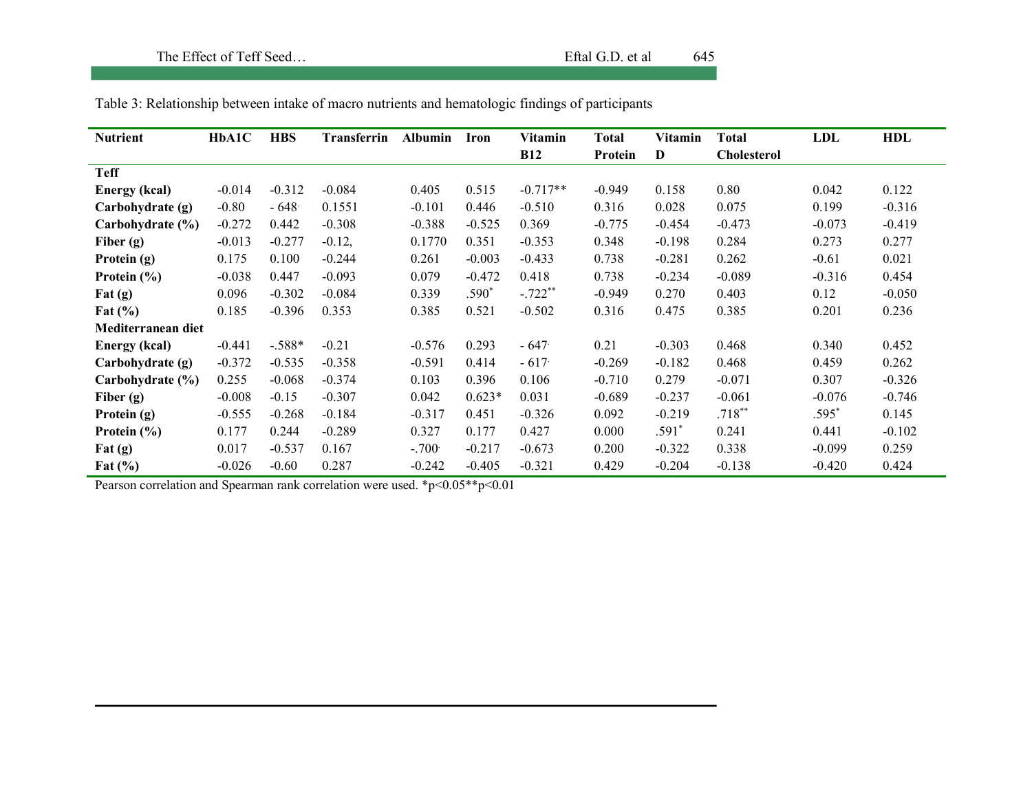Table 3: Relationship between intake of macro nutrients and hematologic findings of participants

| Nutrient | HbA1C | HBS | Transferrin | Albumin | Iron | Vitamin B12 | Total Protein | Vitamin D | Total Cholesterol | LDL | HDL |
|---|---|---|---|---|---|---|---|---|---|---|---|
| **Teff** | | | | | | | | | | | |
| **Energy (kcal)** | -0.014 | -0.312 | -0.084 | 0.405 | 0.515 | -0.717** | -0.949 | 0.158 | 0.80 | 0.042 | 0.122 |
| **Carbohydrate (g)** | -0.80 | - 648. | 0.1551 | -0.101 | 0.446 | -0.510 | 0.316 | 0.028 | 0.075 | 0.199 | -0.316 |
| **Carbohydrate (%)** | -0.272 | 0.442 | -0.308 | -0.388 | -0.525 | 0.369 | -0.775 | -0.454 | -0.473 | -0.073 | -0.419 |
| **Fiber (g)** | -0.013 | -0.277 | -0.12, | 0.1770 | 0.351 | -0.353 | 0.348 | -0.198 | 0.284 | 0.273 | 0.277 |
| **Protein (g)** | 0.175 | 0.100 | -0.244 | 0.261 | -0.003 | -0.433 | 0.738 | -0.281 | 0.262 | -0.61 | 0.021 |
| **Protein (%)** | -0.038 | 0.447 | -0.093 | 0.079 | -0.472 | 0.418 | 0.738 | -0.234 | -0.089 | -0.316 | 0.454 |
| **Fat (g)** | 0.096 | -0.302 | -0.084 | 0.339 | .590* | -.722** | -0.949 | 0.270 | 0.403 | 0.12 | -0.050 |
| **Fat (%)** | 0.185 | -0.396 | 0.353 | 0.385 | 0.521 | -0.502 | 0.316 | 0.475 | 0.385 | 0.201 | 0.236 |
| **Mediterranean diet** | | | | | | | | | | | |
| **Energy (kcal)** | -0.441 | -.588* | -0.21 | -0.576 | 0.293 | - 647. | 0.21 | -0.303 | 0.468 | 0.340 | 0.452 |
| **Carbohydrate (g)** | -0.372 | -0.535 | -0.358 | -0.591 | 0.414 | - 617. | -0.269 | -0.182 | 0.468 | 0.459 | 0.262 |
| **Carbohydrate (%)** | 0.255 | -0.068 | -0.374 | 0.103 | 0.396 | 0.106 | -0.710 | 0.279 | -0.071 | 0.307 | -0.326 |
| **Fiber (g)** | -0.008 | -0.15 | -0.307 | 0.042 | 0.623* | 0.031 | -0.689 | -0.237 | -0.061 | -0.076 | -0.746 |
| **Protein (g)** | -0.555 | -0.268 | -0.184 | -0.317 | 0.451 | -0.326 | 0.092 | -0.219 | .718** | .595* | 0.145 |
| **Protein (%)** | 0.177 | 0.244 | -0.289 | 0.327 | 0.177 | 0.427 | 0.000 | .591* | 0.241 | 0.441 | -0.102 |
| **Fat (g)** | 0.017 | -0.537 | 0.167 | -.700. | -0.217 | -0.673 | 0.200 | -0.322 | 0.338 | -0.099 | 0.259 |
| **Fat (%)** | -0.026 | -0.60 | 0.287 | -0.242 | -0.405 | -0.321 | 0.429 | -0.204 | -0.138 | -0.420 | 0.424 |

Pearson correlation and Spearman rank correlation were used. *p<0.05**p<0.01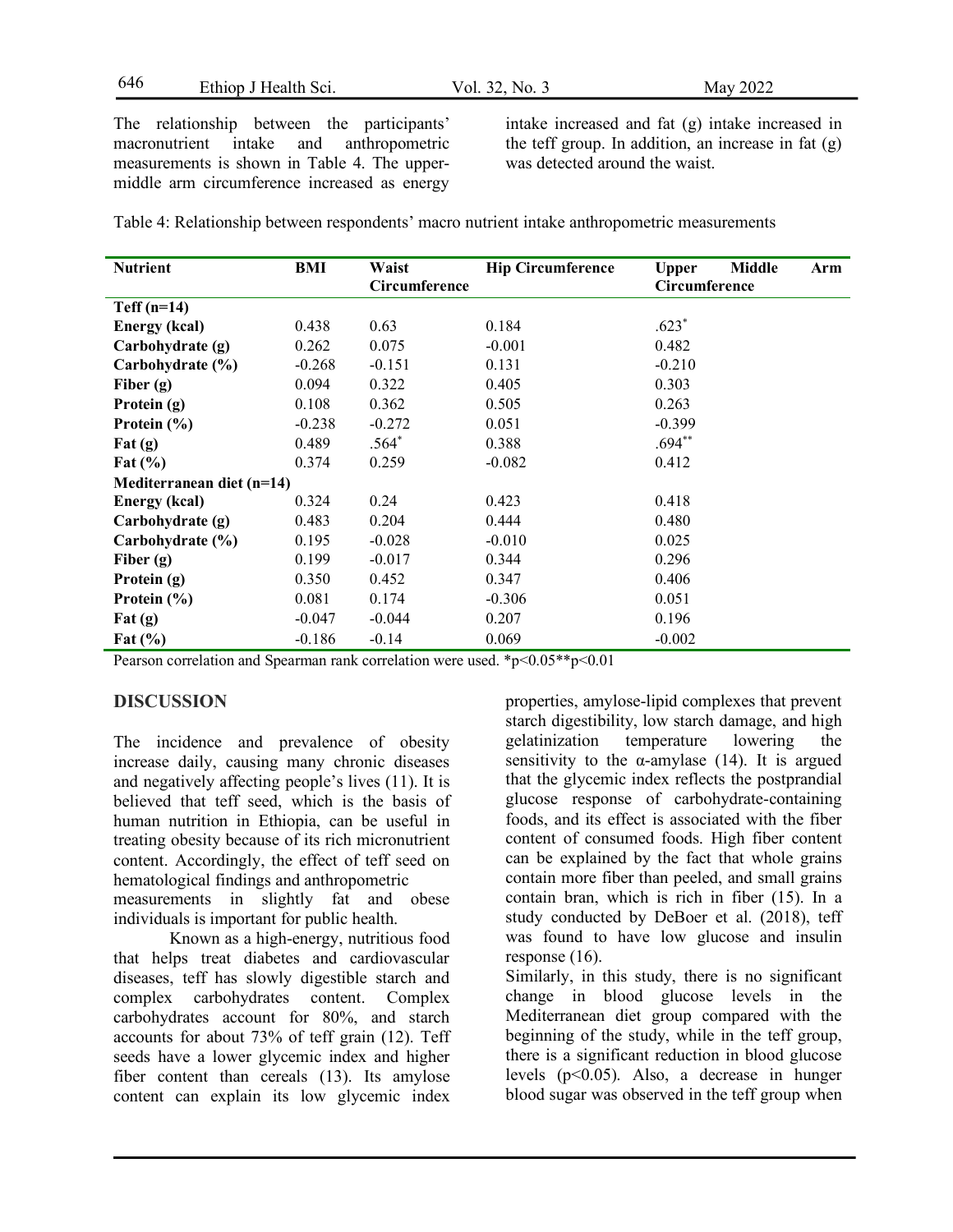The relationship between the participants' macronutrient intake and anthropometric measurements is shown in Table 4. The upper-middle arm circumference increased as energy intake increased and fat (g) intake increased in the teff group. In addition, an increase in fat (g) was detected around the waist.

Table 4: Relationship between respondents' macro nutrient intake anthropometric measurements

| Nutrient | BMI | Waist Circumference | Hip Circumference | Upper Middle Arm Circumference |
|---|---|---|---|---|
| **Teff (n=14)** | | | | |
| **Energy (kcal)** | 0.438 | 0.63 | 0.184 | .623* |
| **Carbohydrate (g)** | 0.262 | 0.075 | -0.001 | 0.482 |
| **Carbohydrate (%)** | -0.268 | -0.151 | 0.131 | -0.210 |
| **Fiber (g)** | 0.094 | 0.322 | 0.405 | 0.303 |
| **Protein (g)** | 0.108 | 0.362 | 0.505 | 0.263 |
| **Protein (%)** | -0.238 | -0.272 | 0.051 | -0.399 |
| **Fat (g)** | 0.489 | .564* | 0.388 | .694** |
| **Fat (%)** | 0.374 | 0.259 | -0.082 | 0.412 |
| **Mediterranean diet (n=14)** | | | | |
| **Energy (kcal)** | 0.324 | 0.24 | 0.423 | 0.418 |
| **Carbohydrate (g)** | 0.483 | 0.204 | 0.444 | 0.480 |
| **Carbohydrate (%)** | 0.195 | -0.028 | -0.010 | 0.025 |
| **Fiber (g)** | 0.199 | -0.017 | 0.344 | 0.296 |
| **Protein (g)** | 0.350 | 0.452 | 0.347 | 0.406 |
| **Protein (%)** | 0.081 | 0.174 | -0.306 | 0.051 |
| **Fat (g)** | -0.047 | -0.044 | 0.207 | 0.196 |
| **Fat (%)** | -0.186 | -0.14 | 0.069 | -0.002 |

Pearson correlation and Spearman rank correlation were used. *p<0.05**p<0.01

## DISCUSSION

The incidence and prevalence of obesity increase daily, causing many chronic diseases and negatively affecting people's lives (11). It is believed that teff seed, which is the basis of human nutrition in Ethiopia, can be useful in treating obesity because of its rich micronutrient content. Accordingly, the effect of teff seed on hematological findings and anthropometric measurements in slightly fat and obese individuals is important for public health.

Known as a high-energy, nutritious food that helps treat diabetes and cardiovascular diseases, teff has slowly digestible starch and complex carbohydrates content. Complex carbohydrates account for 80%, and starch accounts for about 73% of teff grain (12). Teff seeds have a lower glycemic index and higher fiber content than cereals (13). Its amylose content can explain its low glycemic index properties, amylose-lipid complexes that prevent starch digestibility, low starch damage, and high gelatinization temperature lowering the sensitivity to the α-amylase (14). It is argued that the glycemic index reflects the postprandial glucose response of carbohydrate-containing foods, and its effect is associated with the fiber content of consumed foods. High fiber content can be explained by the fact that whole grains contain more fiber than peeled, and small grains contain bran, which is rich in fiber (15). In a study conducted by DeBoer et al. (2018), teff was found to have low glucose and insulin response (16).

Similarly, in this study, there is no significant change in blood glucose levels in the Mediterranean diet group compared with the beginning of the study, while in the teff group, there is a significant reduction in blood glucose levels ($p<0.05$). Also, a decrease in hunger blood sugar was observed in the teff group when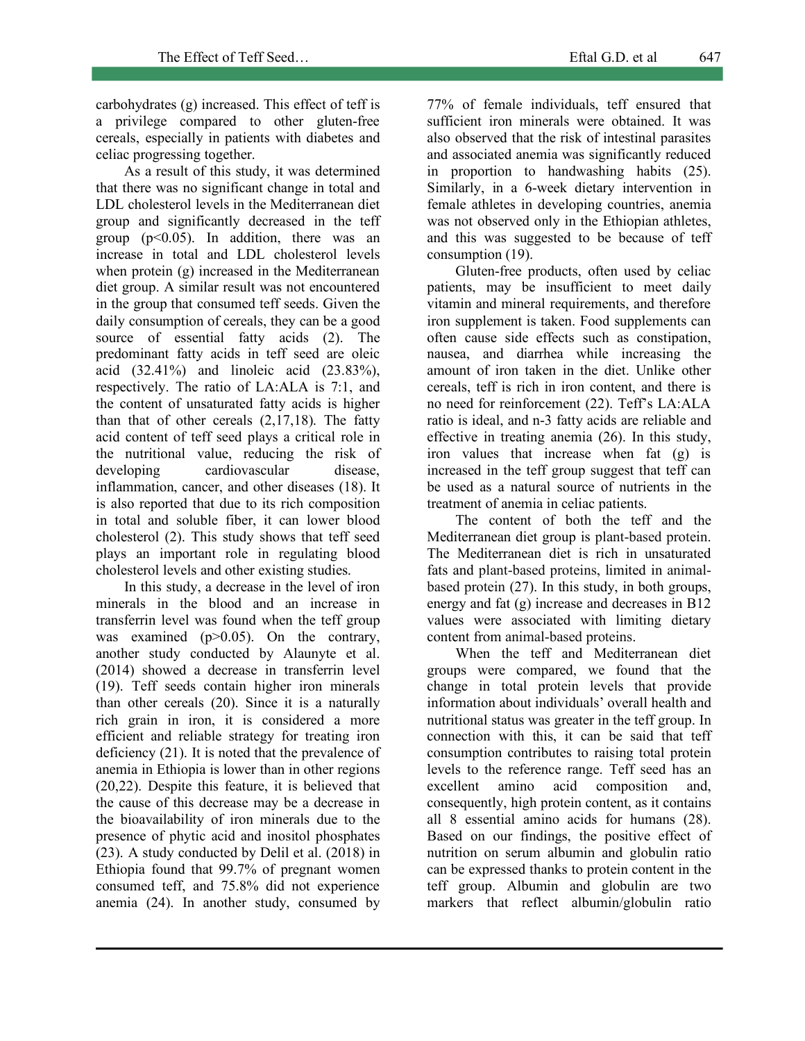carbohydrates (g) increased. This effect of teff is a privilege compared to other gluten-free cereals, especially in patients with diabetes and celiac progressing together.

As a result of this study, it was determined that there was no significant change in total and LDL cholesterol levels in the Mediterranean diet group and significantly decreased in the teff group ($p<0.05$). In addition, there was an increase in total and LDL cholesterol levels when protein (g) increased in the Mediterranean diet group. A similar result was not encountered in the group that consumed teff seeds. Given the daily consumption of cereals, they can be a good source of essential fatty acids (2). The predominant fatty acids in teff seed are oleic acid (32.41%) and linoleic acid (23.83%), respectively. The ratio of LA:ALA is 7:1, and the content of unsaturated fatty acids is higher than that of other cereals (2,17,18). The fatty acid content of teff seed plays a critical role in the nutritional value, reducing the risk of developing cardiovascular disease, inflammation, cancer, and other diseases (18). It is also reported that due to its rich composition in total and soluble fiber, it can lower blood cholesterol (2). This study shows that teff seed plays an important role in regulating blood cholesterol levels and other existing studies.

In this study, a decrease in the level of iron minerals in the blood and an increase in transferrin level was found when the teff group was examined ($p>0.05$). On the contrary, another study conducted by Alaunyte et al. (2014) showed a decrease in transferrin level (19). Teff seeds contain higher iron minerals than other cereals (20). Since it is a naturally rich grain in iron, it is considered a more efficient and reliable strategy for treating iron deficiency (21). It is noted that the prevalence of anemia in Ethiopia is lower than in other regions (20,22). Despite this feature, it is believed that the cause of this decrease may be a decrease in the bioavailability of iron minerals due to the presence of phytic acid and inositol phosphates (23). A study conducted by Delil et al. (2018) in Ethiopia found that 99.7% of pregnant women consumed teff, and 75.8% did not experience anemia (24). In another study, consumed by 77% of female individuals, teff ensured that sufficient iron minerals were obtained. It was also observed that the risk of intestinal parasites and associated anemia was significantly reduced in proportion to handwashing habits (25). Similarly, in a 6-week dietary intervention in female athletes in developing countries, anemia was not observed only in the Ethiopian athletes, and this was suggested to be because of teff consumption (19).

Gluten-free products, often used by celiac patients, may be insufficient to meet daily vitamin and mineral requirements, and therefore iron supplement is taken. Food supplements can often cause side effects such as constipation, nausea, and diarrhea while increasing the amount of iron taken in the diet. Unlike other cereals, teff is rich in iron content, and there is no need for reinforcement (22). Teff's LA:ALA ratio is ideal, and n-3 fatty acids are reliable and effective in treating anemia (26). In this study, iron values that increase when fat (g) is increased in the teff group suggest that teff can be used as a natural source of nutrients in the treatment of anemia in celiac patients.

The content of both the teff and the Mediterranean diet group is plant-based protein. The Mediterranean diet is rich in unsaturated fats and plant-based proteins, limited in animal-based protein (27). In this study, in both groups, energy and fat (g) increase and decreases in B12 values were associated with limiting dietary content from animal-based proteins.

When the teff and Mediterranean diet groups were compared, we found that the change in total protein levels that provide information about individuals' overall health and nutritional status was greater in the teff group. In connection with this, it can be said that teff consumption contributes to raising total protein levels to the reference range. Teff seed has an excellent amino acid composition and, consequently, high protein content, as it contains all 8 essential amino acids for humans (28). Based on our findings, the positive effect of nutrition on serum albumin and globulin ratio can be expressed thanks to protein content in the teff group. Albumin and globulin are two markers that reflect albumin/globulin ratio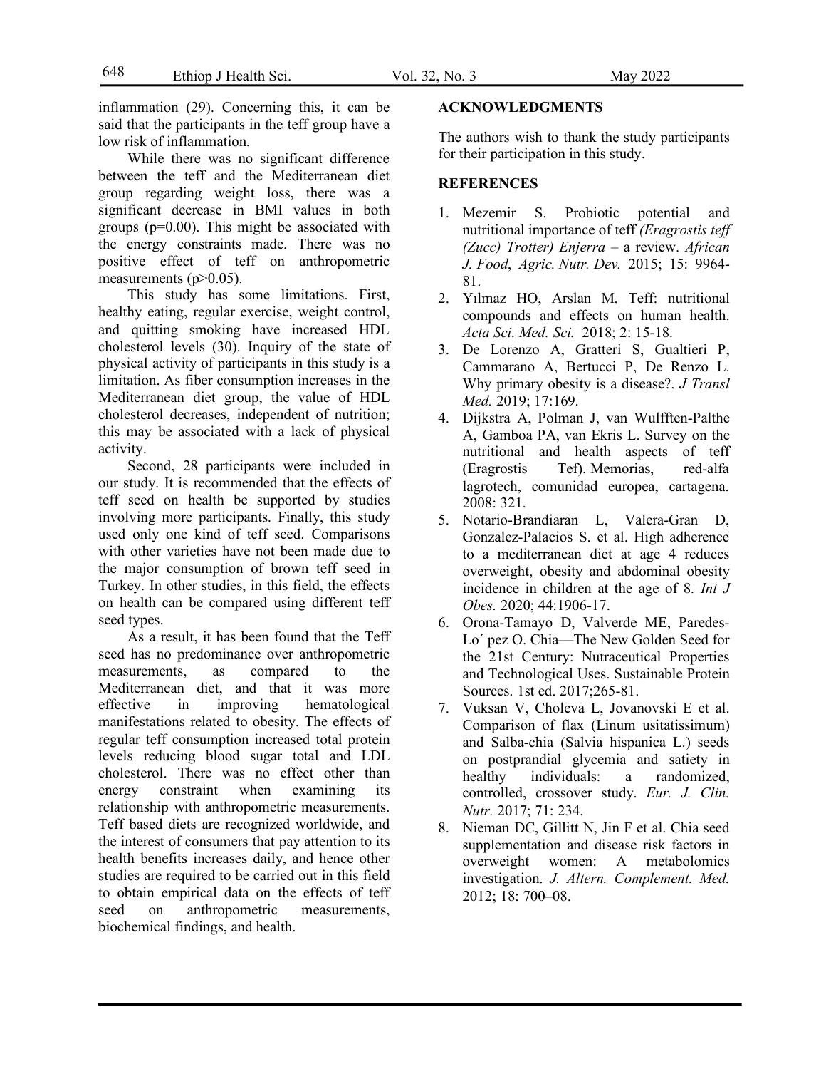inflammation (29). Concerning this, it can be said that the participants in the teff group have a low risk of inflammation.

While there was no significant difference between the teff and the Mediterranean diet group regarding weight loss, there was a significant decrease in BMI values in both groups (p=0.00). This might be associated with the energy constraints made. There was no positive effect of teff on anthropometric measurements (p>0.05).

This study has some limitations. First, healthy eating, regular exercise, weight control, and quitting smoking have increased HDL cholesterol levels (30). Inquiry of the state of physical activity of participants in this study is a limitation. As fiber consumption increases in the Mediterranean diet group, the value of HDL cholesterol decreases, independent of nutrition; this may be associated with a lack of physical activity.

Second, 28 participants were included in our study. It is recommended that the effects of teff seed on health be supported by studies involving more participants. Finally, this study used only one kind of teff seed. Comparisons with other varieties have not been made due to the major consumption of brown teff seed in Turkey. In other studies, in this field, the effects on health can be compared using different teff seed types.

As a result, it has been found that the Teff seed has no predominance over anthropometric measurements, as compared to the Mediterranean diet, and that it was more effective in improving hematological manifestations related to obesity. The effects of regular teff consumption increased total protein levels reducing blood sugar total and LDL cholesterol. There was no effect other than energy constraint when examining its relationship with anthropometric measurements. Teff based diets are recognized worldwide, and the interest of consumers that pay attention to its health benefits increases daily, and hence other studies are required to be carried out in this field to obtain empirical data on the effects of teff seed on anthropometric measurements, biochemical findings, and health.

## ACKNOWLEDGMENTS

The authors wish to thank the study participants for their participation in this study.

## REFERENCES

1. Mezemir S. Probiotic potential and nutritional importance of teff *(Eragrostis teff (Zucc) Trotter) Enjerra* – a review. *African J. Food, Agric. Nutr. Dev.* 2015; 15: 9964-81.
2. Yılmaz HO, Arslan M. Teff: nutritional compounds and effects on human health. *Acta Sci. Med. Sci.* 2018; 2: 15-18.
3. De Lorenzo A, Gratteri S, Gualtieri P, Cammarano A, Bertucci P, De Renzo L. Why primary obesity is a disease?. *J Transl Med.* 2019; 17:169.
4. Dijkstra A, Polman J, van Wulfften-Palthe A, Gamboa PA, van Ekris L. Survey on the nutritional and health aspects of teff (Eragrostis Tef). Memorias, red-alfa lagrotech, comunidad europea, cartagena. 2008: 321.
5. Notario-Brandiaran L, Valera-Gran D, Gonzalez-Palacios S. et al. High adherence to a mediterranean diet at age 4 reduces overweight, obesity and abdominal obesity incidence in children at the age of 8. *Int J Obes.* 2020; 44:1906-17.
6. Orona-Tamayo D, Valverde ME, Paredes-Lo´ pez O. Chia—The New Golden Seed for the 21st Century: Nutraceutical Properties and Technological Uses. Sustainable Protein Sources. 1st ed. 2017;265-81.
7. Vuksan V, Choleva L, Jovanovski E et al. Comparison of flax (Linum usitatissimum) and Salba-chia (Salvia hispanica L.) seeds on postprandial glycemia and satiety in healthy individuals: a randomized, controlled, crossover study. *Eur. J. Clin. Nutr.* 2017; 71: 234.
8. Nieman DC, Gillitt N, Jin F et al. Chia seed supplementation and disease risk factors in overweight women: A metabolomics investigation. *J. Altern. Complement. Med.* 2012; 18: 700–08.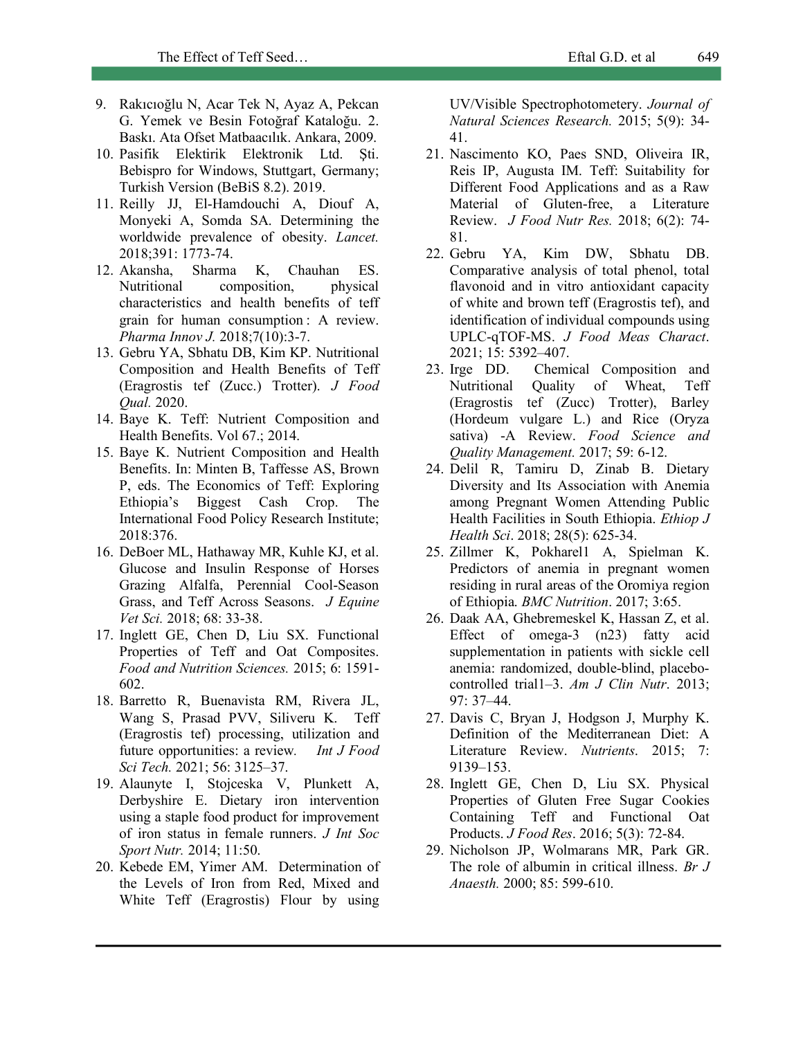9. Rakıcıoğlu N, Acar Tek N, Ayaz A, Pekcan G. Yemek ve Besin Fotoğraf Kataloğu. 2. Baskı. Ata Ofset Matbaacılık. Ankara, 2009.
10. Pasifik Elektirik Elektronik Ltd. Şti. Bebispro for Windows, Stuttgart, Germany; Turkish Version (BeBiS 8.2). 2019.
11. Reilly JJ, El-Hamdouchi A, Diouf A, Monyeki A, Somda SA. Determining the worldwide prevalence of obesity. *Lancet.* 2018;391: 1773-74.
12. Akansha, Sharma K, Chauhan ES. Nutritional composition, physical characteristics and health benefits of teff grain for human consumption : A review. *Pharma Innov J.* 2018;7(10):3-7.
13. Gebru YA, Sbhatu DB, Kim KP. Nutritional Composition and Health Benefits of Teff (Eragrostis tef (Zucc.) Trotter). *J Food Qual.* 2020.
14. Baye K. Teff: Nutrient Composition and Health Benefits. Vol 67.; 2014.
15. Baye K. Nutrient Composition and Health Benefits. In: Minten B, Taffesse AS, Brown P, eds. The Economics of Teff: Exploring Ethiopia's Biggest Cash Crop. The International Food Policy Research Institute; 2018:376.
16. DeBoer ML, Hathaway MR, Kuhle KJ, et al. Glucose and Insulin Response of Horses Grazing Alfalfa, Perennial Cool-Season Grass, and Teff Across Seasons. *J Equine Vet Sci.* 2018; 68: 33-38.
17. Inglett GE, Chen D, Liu SX. Functional Properties of Teff and Oat Composites. *Food and Nutrition Sciences.* 2015; 6: 1591-602.
18. Barretto R, Buenavista RM, Rivera JL, Wang S, Prasad PVV, Siliveru K. Teff (Eragrostis tef) processing, utilization and future opportunities: a review. *Int J Food Sci Tech.* 2021; 56: 3125–37.
19. Alaunyte I, Stojceska V, Plunkett A, Derbyshire E. Dietary iron intervention using a staple food product for improvement of iron status in female runners. *J Int Soc Sport Nutr.* 2014; 11:50.
20. Kebede EM, Yimer AM. Determination of the Levels of Iron from Red, Mixed and White Teff (Eragrostis) Flour by using UV/Visible Spectrophotometery. *Journal of Natural Sciences Research.* 2015; 5(9): 34-41.
21. Nascimento KO, Paes SND, Oliveira IR, Reis IP, Augusta IM. Teff: Suitability for Different Food Applications and as a Raw Material of Gluten-free, a Literature Review. *J Food Nutr Res.* 2018; 6(2): 74-81.
22. Gebru YA, Kim DW, Sbhatu DB. Comparative analysis of total phenol, total flavonoid and in vitro antioxidant capacity of white and brown teff (Eragrostis tef), and identification of individual compounds using UPLC-qTOF-MS. *J Food Meas Charact*. 2021; 15: 5392–407.
23. Irge DD. Chemical Composition and Nutritional Quality of Wheat, Teff (Eragrostis tef (Zucc) Trotter), Barley (Hordeum vulgare L.) and Rice (Oryza sativa) -A Review. *Food Science and Quality Management.* 2017; 59: 6-12.
24. Delil R, Tamiru D, Zinab B. Dietary Diversity and Its Association with Anemia among Pregnant Women Attending Public Health Facilities in South Ethiopia. *Ethiop J Health Sci*. 2018; 28(5): 625-34.
25. Zillmer K, Pokharel1 A, Spielman K. Predictors of anemia in pregnant women residing in rural areas of the Oromiya region of Ethiopia. *BMC Nutrition*. 2017; 3:65.
26. Daak AA, Ghebremeskel K, Hassan Z, et al. Effect of omega-3 (n23) fatty acid supplementation in patients with sickle cell anemia: randomized, double-blind, placebo-controlled trial1–3. *Am J Clin Nutr*. 2013; 97: 37–44.
27. Davis C, Bryan J, Hodgson J, Murphy K. Definition of the Mediterranean Diet: A Literature Review. *Nutrients*. 2015; 7: 9139–153.
28. Inglett GE, Chen D, Liu SX. Physical Properties of Gluten Free Sugar Cookies Containing Teff and Functional Oat Products. *J Food Res*. 2016; 5(3): 72-84.
29. Nicholson JP, Wolmarans MR, Park GR. The role of albumin in critical illness. *Br J Anaesth.* 2000; 85: 599-610.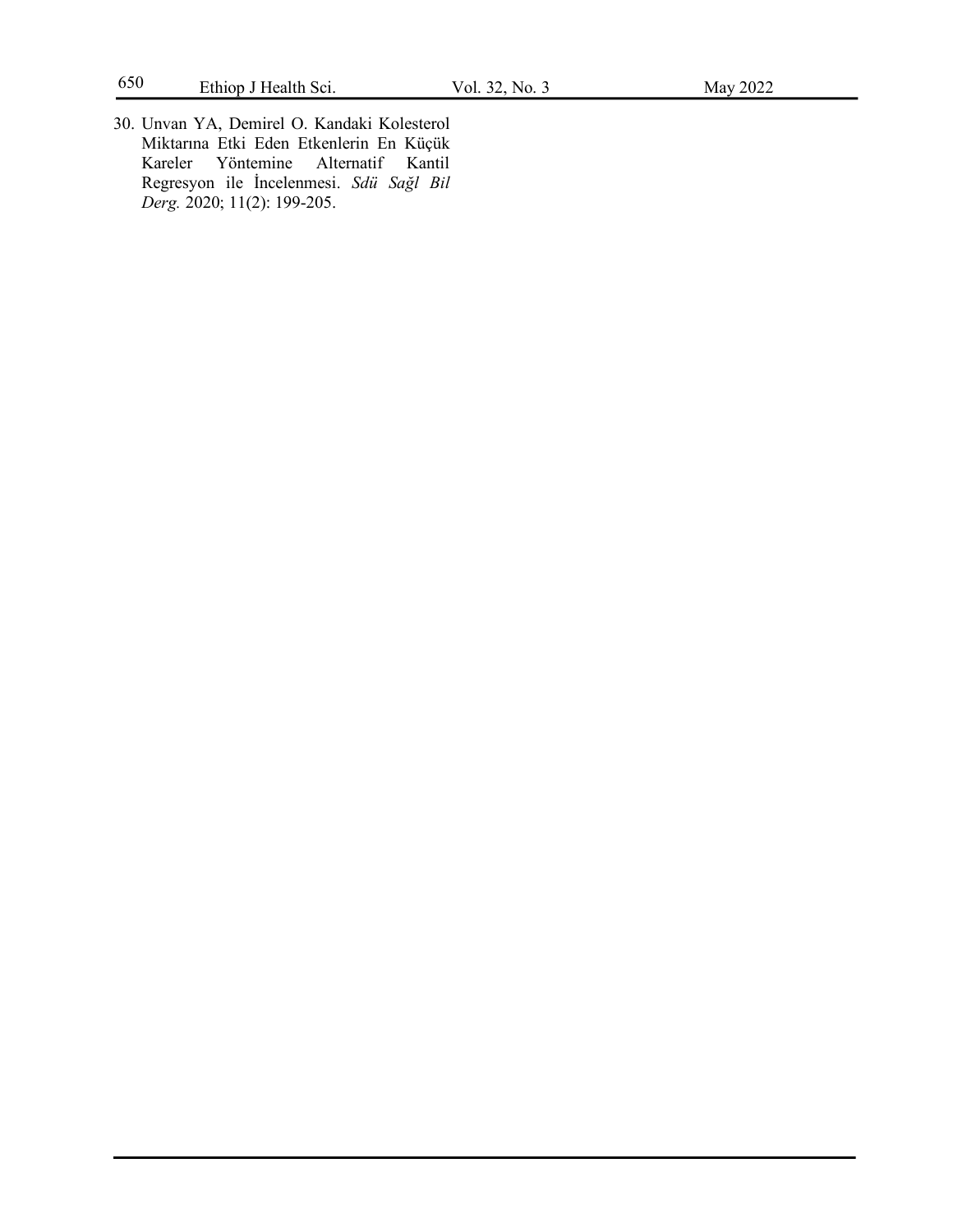30. Unvan YA, Demirel O. Kandaki Kolesterol Miktarına Etki Eden Etkenlerin En Küçük Kareler Yöntemine Alternatif Kantil Regresyon ile İncelenmesi. *Sdü Sağl Bil Derg.* 2020; 11(2): 199-205.